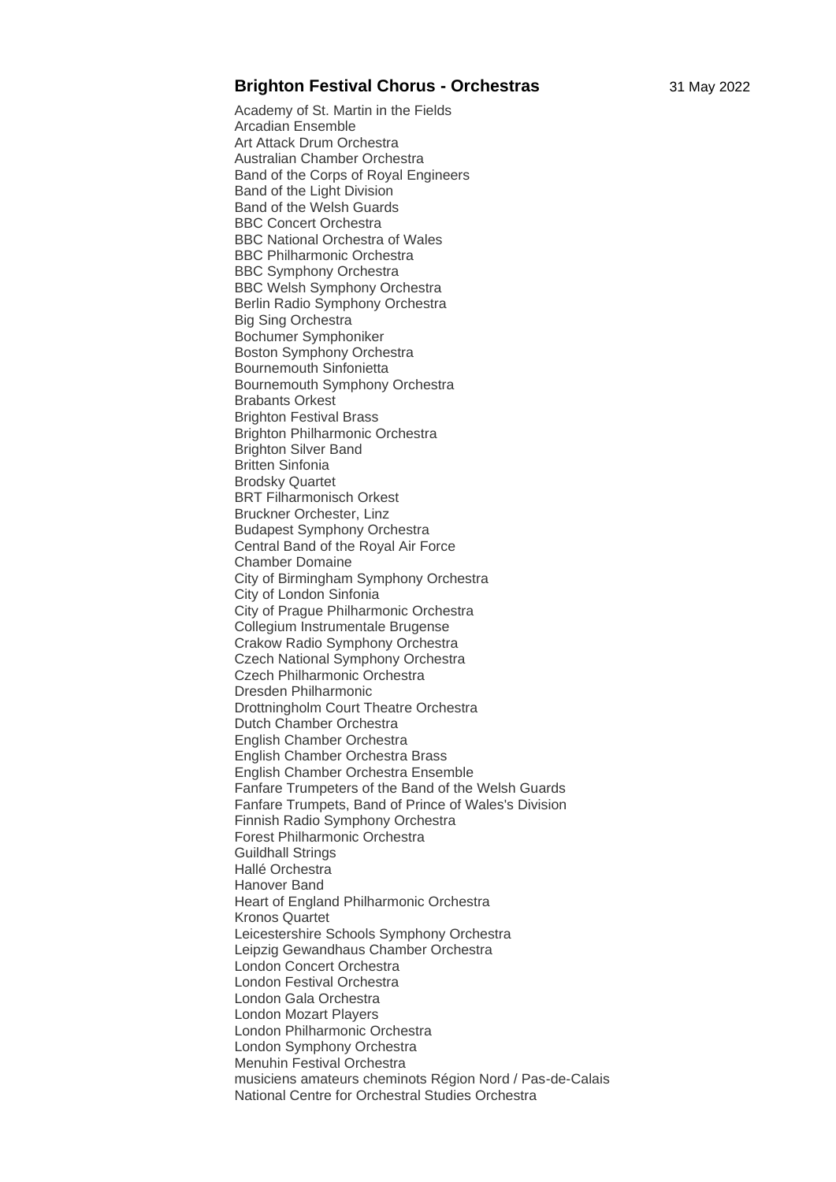## Brighton Festival Chorus - Orchestras

31 May 2022

Academy of St. Martin in the Fields
Arcadian Ensemble
Art Attack Drum Orchestra
Australian Chamber Orchestra
Band of the Corps of Royal Engineers
Band of the Light Division
Band of the Welsh Guards
BBC Concert Orchestra
BBC National Orchestra of Wales
BBC Philharmonic Orchestra
BBC Symphony Orchestra
BBC Welsh Symphony Orchestra
Berlin Radio Symphony Orchestra
Big Sing Orchestra
Bochumer Symphoniker
Boston Symphony Orchestra
Bournemouth Sinfonietta
Bournemouth Symphony Orchestra
Brabants Orkest
Brighton Festival Brass
Brighton Philharmonic Orchestra
Brighton Silver Band
Britten Sinfonia
Brodsky Quartet
BRT Filharmonisch Orkest
Bruckner Orchester, Linz
Budapest Symphony Orchestra
Central Band of the Royal Air Force
Chamber Domaine
City of Birmingham Symphony Orchestra
City of London Sinfonia
City of Prague Philharmonic Orchestra
Collegium Instrumentale Brugense
Crakow Radio Symphony Orchestra
Czech National Symphony Orchestra
Czech Philharmonic Orchestra
Dresden Philharmonic
Drottningholm Court Theatre Orchestra
Dutch Chamber Orchestra
English Chamber Orchestra
English Chamber Orchestra Brass
English Chamber Orchestra Ensemble
Fanfare Trumpeters of the Band of the Welsh Guards
Fanfare Trumpets, Band of Prince of Wales's Division
Finnish Radio Symphony Orchestra
Forest Philharmonic Orchestra
Guildhall Strings
Hallé Orchestra
Hanover Band
Heart of England Philharmonic Orchestra
Kronos Quartet
Leicestershire Schools Symphony Orchestra
Leipzig Gewandhaus Chamber Orchestra
London Concert Orchestra
London Festival Orchestra
London Gala Orchestra
London Mozart Players
London Philharmonic Orchestra
London Symphony Orchestra
Menuhin Festival Orchestra
musiciens amateurs cheminots Région Nord / Pas-de-Calais
National Centre for Orchestral Studies Orchestra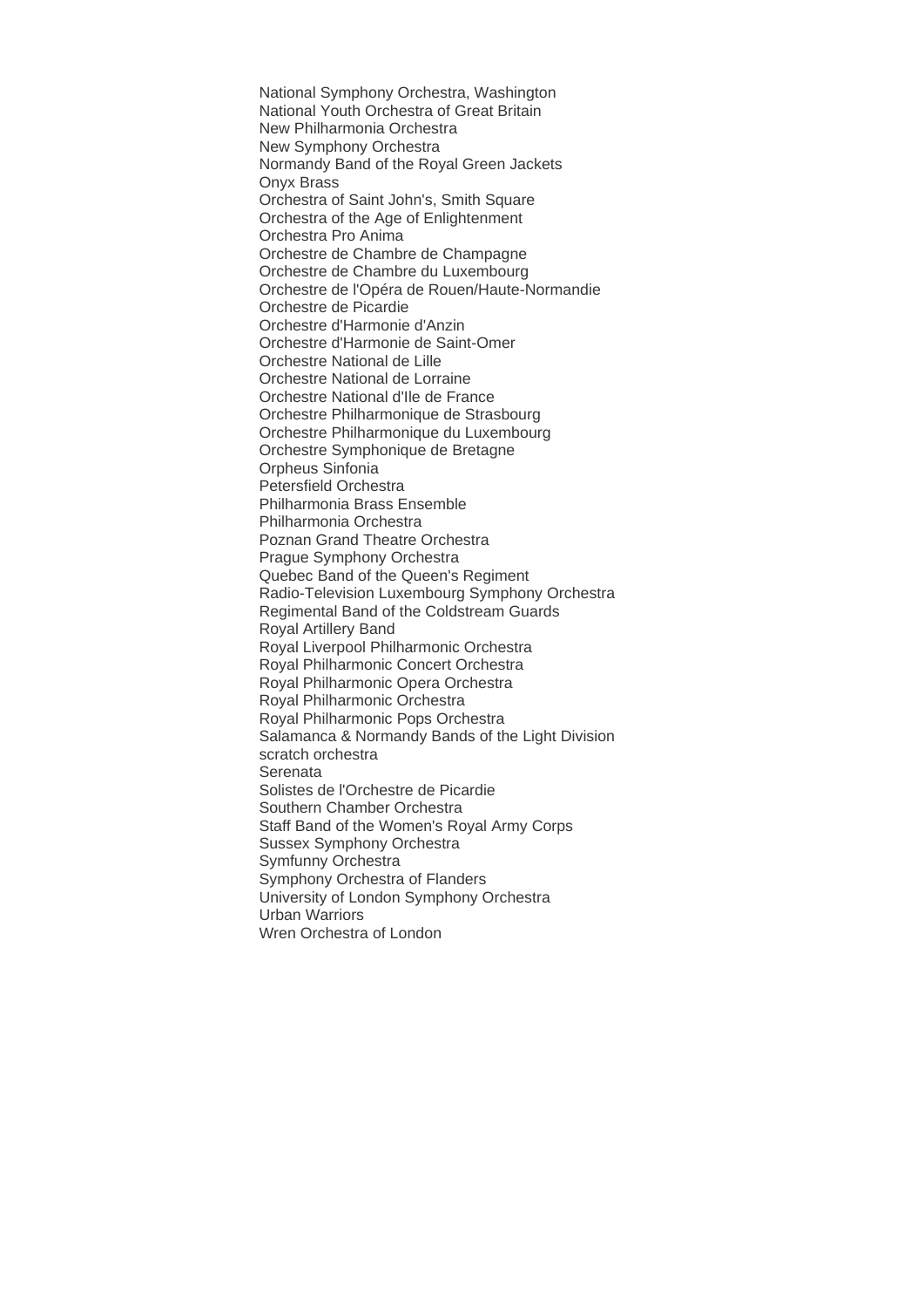National Symphony Orchestra, Washington
National Youth Orchestra of Great Britain
New Philharmonia Orchestra
New Symphony Orchestra
Normandy Band of the Royal Green Jackets
Onyx Brass
Orchestra of Saint John's, Smith Square
Orchestra of the Age of Enlightenment
Orchestra Pro Anima
Orchestre de Chambre de Champagne
Orchestre de Chambre du Luxembourg
Orchestre de l'Opéra de Rouen/Haute-Normandie
Orchestre de Picardie
Orchestre d'Harmonie d'Anzin
Orchestre d'Harmonie de Saint-Omer
Orchestre National de Lille
Orchestre National de Lorraine
Orchestre National d'Ile de France
Orchestre Philharmonique de Strasbourg
Orchestre Philharmonique du Luxembourg
Orchestre Symphonique de Bretagne
Orpheus Sinfonia
Petersfield Orchestra
Philharmonia Brass Ensemble
Philharmonia Orchestra
Poznan Grand Theatre Orchestra
Prague Symphony Orchestra
Quebec Band of the Queen's Regiment
Radio-Television Luxembourg Symphony Orchestra
Regimental Band of the Coldstream Guards
Royal Artillery Band
Royal Liverpool Philharmonic Orchestra
Royal Philharmonic Concert Orchestra
Royal Philharmonic Opera Orchestra
Royal Philharmonic Orchestra
Royal Philharmonic Pops Orchestra
Salamanca & Normandy Bands of the Light Division
scratch orchestra
Serenata
Solistes de l'Orchestre de Picardie
Southern Chamber Orchestra
Staff Band of the Women's Royal Army Corps
Sussex Symphony Orchestra
Symfunny Orchestra
Symphony Orchestra of Flanders
University of London Symphony Orchestra
Urban Warriors
Wren Orchestra of London